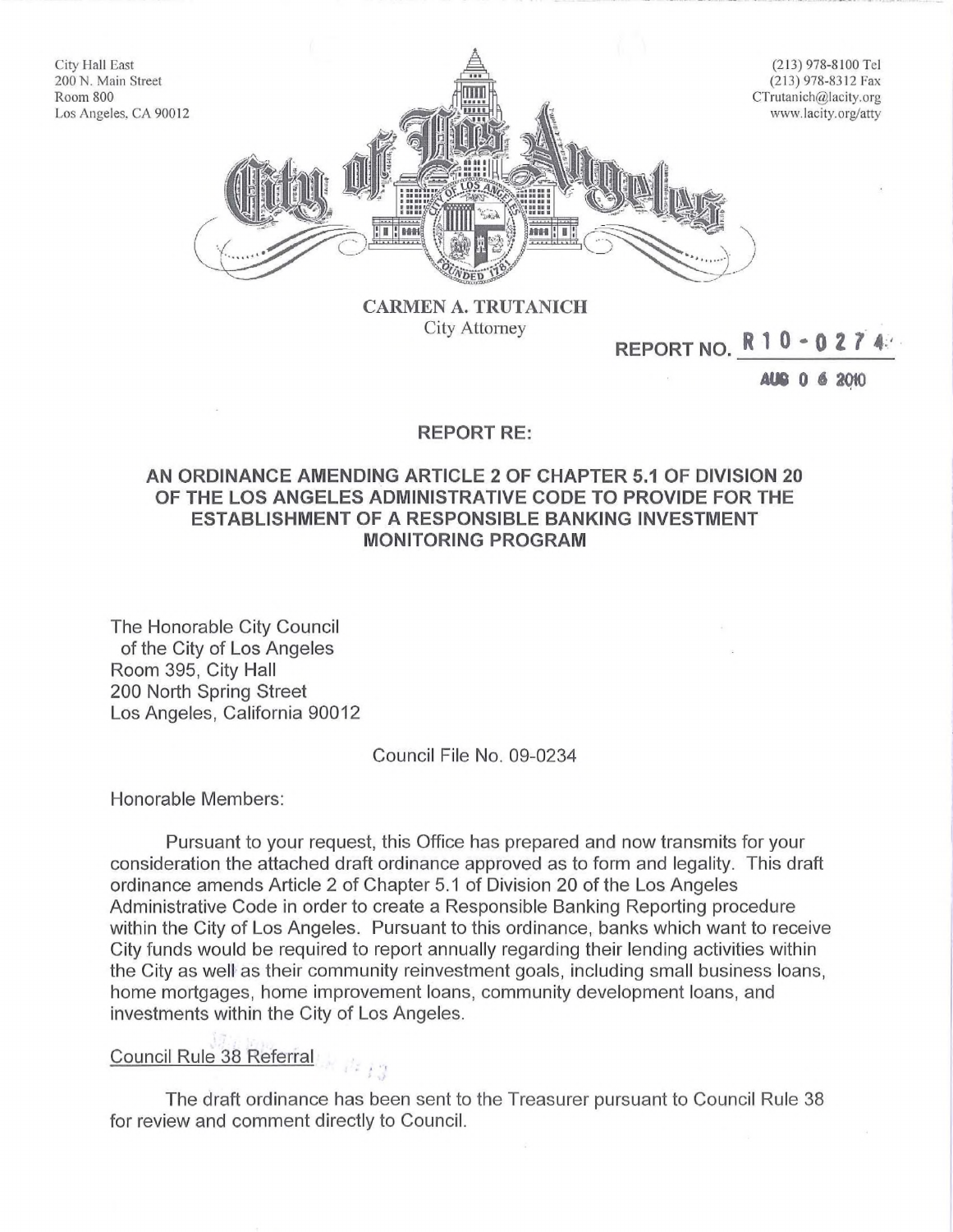City Hall East
200 N. Main Street
Room 800
Los Angeles, CA 90012

(213) 978-8100 Tel
(213) 978-8312 Fax
CTrutanich@lacity.org
www.lacity.org/atty

City of Los Angeles

**CARMEN A. TRUTANICH**
City Attorney

REPORT NO. R10-0274

AUG 06 2010

## REPORT RE:

## AN ORDINANCE AMENDING ARTICLE 2 OF CHAPTER 5.1 OF DIVISION 20 OF THE LOS ANGELES ADMINISTRATIVE CODE TO PROVIDE FOR THE ESTABLISHMENT OF A RESPONSIBLE BANKING INVESTMENT MONITORING PROGRAM

The Honorable City Council
of the City of Los Angeles
Room 395, City Hall
200 North Spring Street
Los Angeles, California 90012

Council File No. 09-0234

Honorable Members:

Pursuant to your request, this Office has prepared and now transmits for your consideration the attached draft ordinance approved as to form and legality. This draft ordinance amends Article 2 of Chapter 5.1 of Division 20 of the Los Angeles Administrative Code in order to create a Responsible Banking Reporting procedure within the City of Los Angeles. Pursuant to this ordinance, banks which want to receive City funds would be required to report annually regarding their lending activities within the City as well as their community reinvestment goals, including small business loans, home mortgages, home improvement loans, community development loans, and investments within the City of Los Angeles.

Council Rule 38 Referral

The draft ordinance has been sent to the Treasurer pursuant to Council Rule 38 for review and comment directly to Council.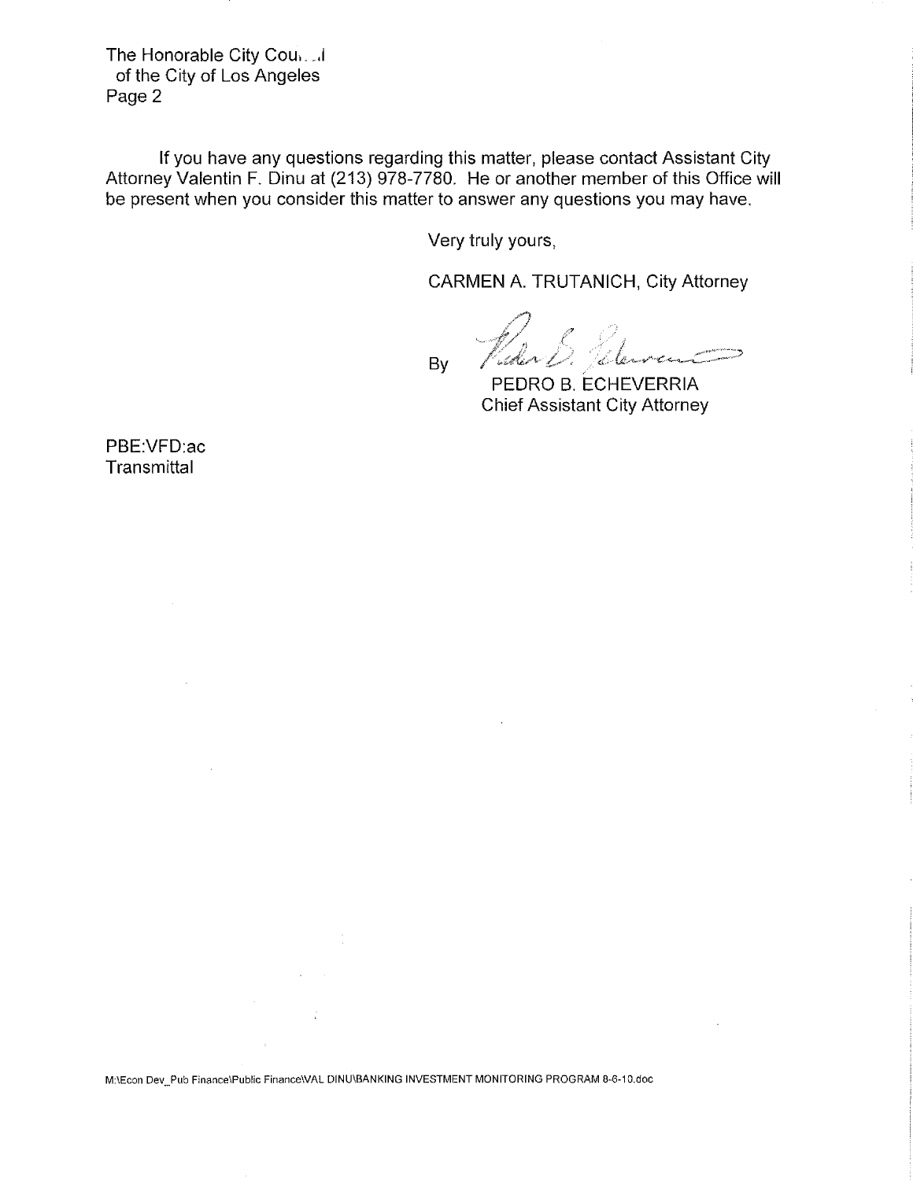If you have any questions regarding this matter, please contact Assistant City Attorney Valentin F. Dinu at (213) 978-7780. He or another member of this Office will be present when you consider this matter to answer any questions you may have.

Very truly yours,

CARMEN A. TRUTANICH, City Attorney

By

PEDRO B. ECHEVERRIA
Chief Assistant City Attorney

PBE:VFD:ac
Transmittal

M:\Econ Dev_Pub Finance\Public Finance\VAL DINU\BANKING INVESTMENT MONITORING PROGRAM 8-6-10.doc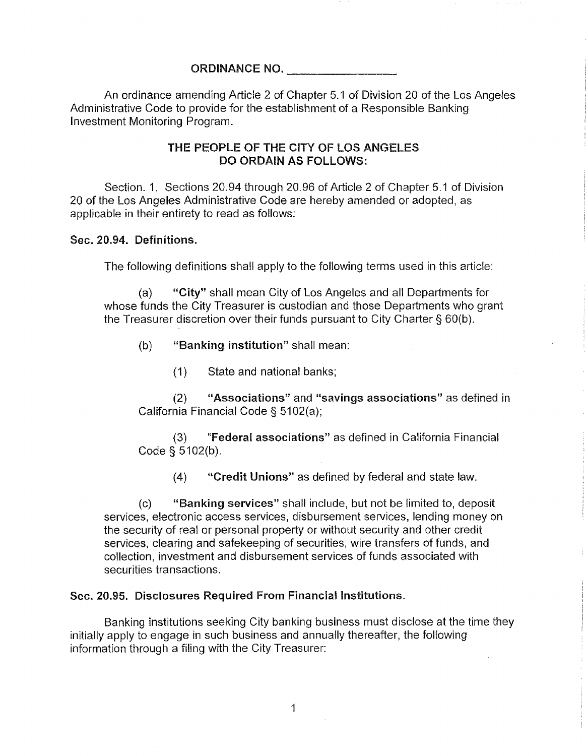**ORDINANCE NO. ________________**

An ordinance amending Article 2 of Chapter 5.1 of Division 20 of the Los Angeles Administrative Code to provide for the establishment of a Responsible Banking Investment Monitoring Program.

**THE PEOPLE OF THE CITY OF LOS ANGELES DO ORDAIN AS FOLLOWS:**

Section. 1. Sections 20.94 through 20.96 of Article 2 of Chapter 5.1 of Division 20 of the Los Angeles Administrative Code are hereby amended or adopted, as applicable in their entirety to read as follows:

**Sec. 20.94. Definitions.**

The following definitions shall apply to the following terms used in this article:

(a) **"City"** shall mean City of Los Angeles and all Departments for whose funds the City Treasurer is custodian and those Departments who grant the Treasurer discretion over their funds pursuant to City Charter § 60(b).

(b) **"Banking institution"** shall mean:

(1) State and national banks;

(2) **"Associations"** and **"savings associations"** as defined in California Financial Code § 5102(a);

(3) **"Federal associations"** as defined in California Financial Code § 5102(b).

(4) **"Credit Unions"** as defined by federal and state law.

(c) **"Banking services"** shall include, but not be limited to, deposit services, electronic access services, disbursement services, lending money on the security of real or personal property or without security and other credit services, clearing and safekeeping of securities, wire transfers of funds, and collection, investment and disbursement services of funds associated with securities transactions.

**Sec. 20.95. Disclosures Required From Financial Institutions.**

Banking institutions seeking City banking business must disclose at the time they initially apply to engage in such business and annually thereafter, the following information through a filing with the City Treasurer: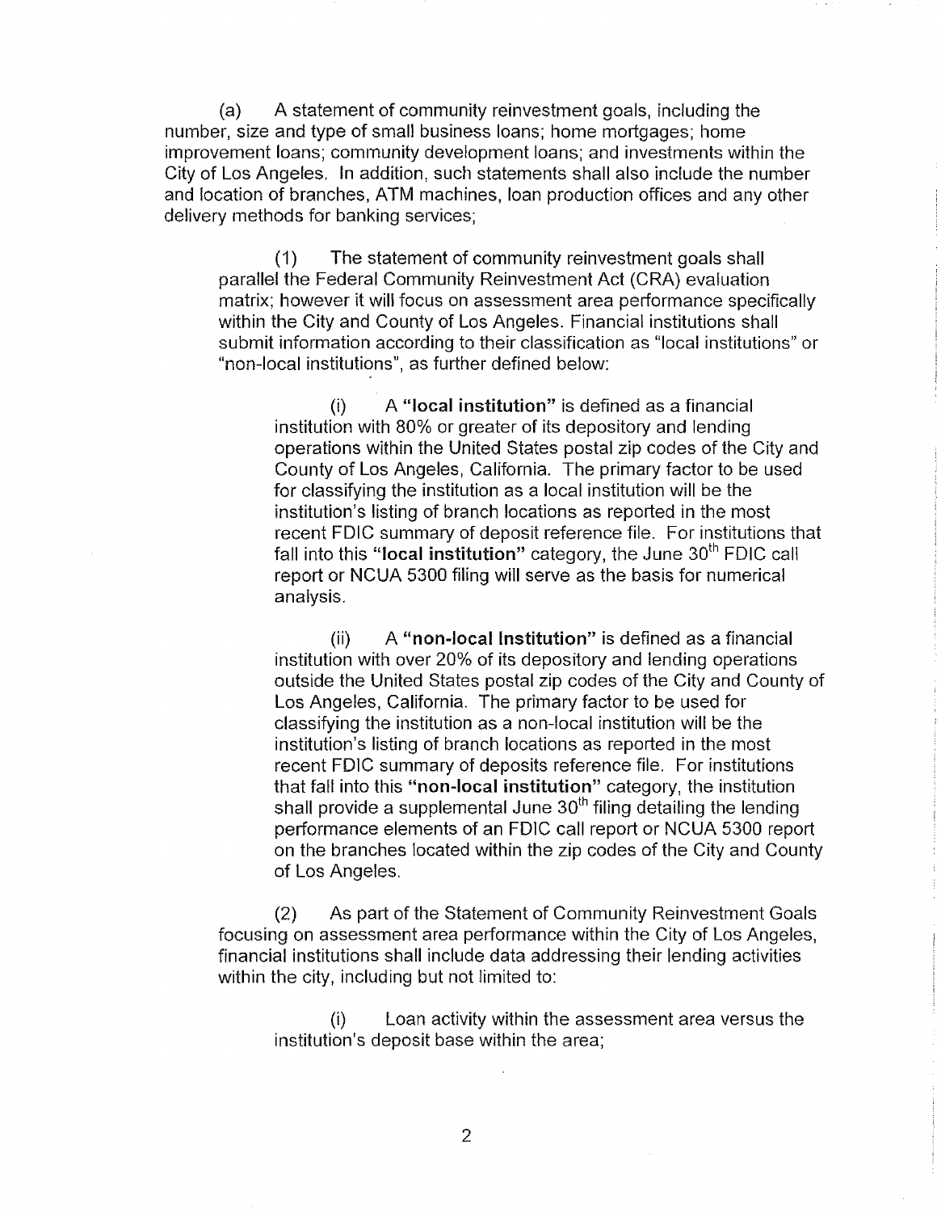(a) A statement of community reinvestment goals, including the number, size and type of small business loans; home mortgages; home improvement loans; community development loans; and investments within the City of Los Angeles. In addition, such statements shall also include the number and location of branches, ATM machines, loan production offices and any other delivery methods for banking services;

(1) The statement of community reinvestment goals shall parallel the Federal Community Reinvestment Act (CRA) evaluation matrix; however it will focus on assessment area performance specifically within the City and County of Los Angeles. Financial institutions shall submit information according to their classification as "local institutions" or "non-local institutions", as further defined below:

(i) A **"local institution"** is defined as a financial institution with 80% or greater of its depository and lending operations within the United States postal zip codes of the City and County of Los Angeles, California. The primary factor to be used for classifying the institution as a local institution will be the institution's listing of branch locations as reported in the most recent FDIC summary of deposit reference file. For institutions that fall into this **"local institution"** category, the June 30th FDIC call report or NCUA 5300 filing will serve as the basis for numerical analysis.

(ii) A **"non-local Institution"** is defined as a financial institution with over 20% of its depository and lending operations outside the United States postal zip codes of the City and County of Los Angeles, California. The primary factor to be used for classifying the institution as a non-local institution will be the institution's listing of branch locations as reported in the most recent FDIC summary of deposits reference file. For institutions that fall into this **"non-local institution"** category, the institution shall provide a supplemental June 30th filing detailing the lending performance elements of an FDIC call report or NCUA 5300 report on the branches located within the zip codes of the City and County of Los Angeles.

(2) As part of the Statement of Community Reinvestment Goals focusing on assessment area performance within the City of Los Angeles, financial institutions shall include data addressing their lending activities within the city, including but not limited to:

(i) Loan activity within the assessment area versus the institution's deposit base within the area;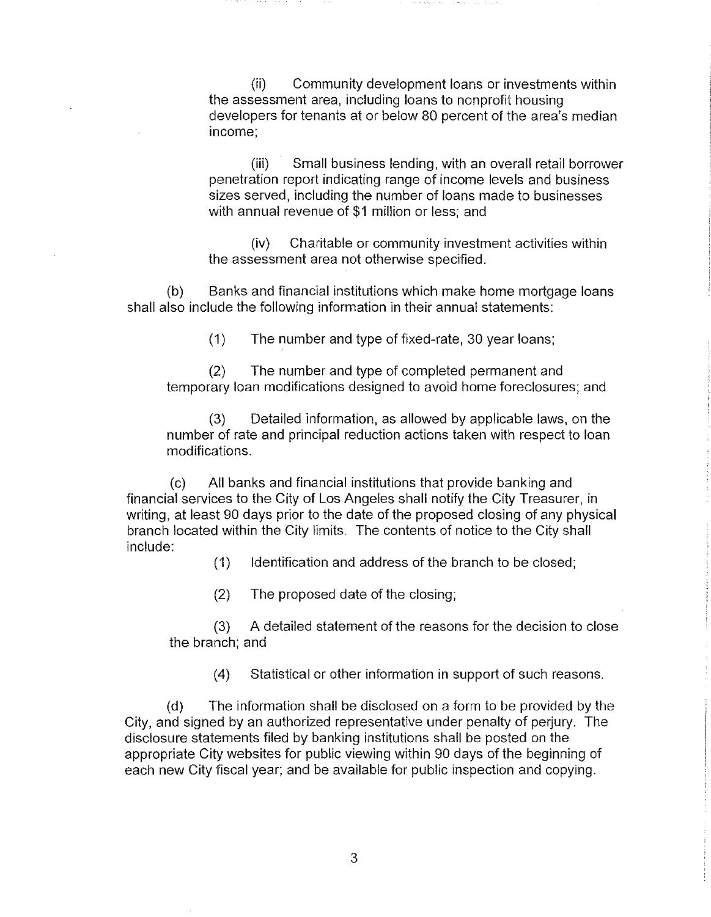(ii) Community development loans or investments within the assessment area, including loans to nonprofit housing developers for tenants at or below 80 percent of the area's median income;

(iii) Small business lending, with an overall retail borrower penetration report indicating range of income levels and business sizes served, including the number of loans made to businesses with annual revenue of $1 million or less; and

(iv) Charitable or community investment activities within the assessment area not otherwise specified.

(b) Banks and financial institutions which make home mortgage loans shall also include the following information in their annual statements:

(1) The number and type of fixed-rate, 30 year loans;

(2) The number and type of completed permanent and temporary loan modifications designed to avoid home foreclosures; and

(3) Detailed information, as allowed by applicable laws, on the number of rate and principal reduction actions taken with respect to loan modifications.

(c) All banks and financial institutions that provide banking and financial services to the City of Los Angeles shall notify the City Treasurer, in writing, at least 90 days prior to the date of the proposed closing of any physical branch located within the City limits. The contents of notice to the City shall include:

(1) Identification and address of the branch to be closed;

(2) The proposed date of the closing;

(3) A detailed statement of the reasons for the decision to close the branch; and

(4) Statistical or other information in support of such reasons.

(d) The information shall be disclosed on a form to be provided by the City, and signed by an authorized representative under penalty of perjury. The disclosure statements filed by banking institutions shall be posted on the appropriate City websites for public viewing within 90 days of the beginning of each new City fiscal year; and be available for public inspection and copying.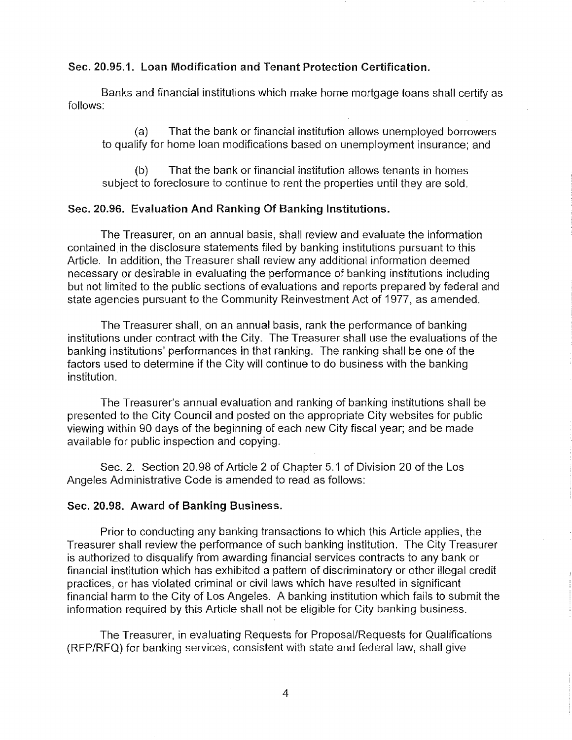**Sec. 20.95.1. Loan Modification and Tenant Protection Certification.**

Banks and financial institutions which make home mortgage loans shall certify as follows:

(a) That the bank or financial institution allows unemployed borrowers to qualify for home loan modifications based on unemployment insurance; and

(b) That the bank or financial institution allows tenants in homes subject to foreclosure to continue to rent the properties until they are sold.

**Sec. 20.96. Evaluation And Ranking Of Banking Institutions.**

The Treasurer, on an annual basis, shall review and evaluate the information contained in the disclosure statements filed by banking institutions pursuant to this Article. In addition, the Treasurer shall review any additional information deemed necessary or desirable in evaluating the performance of banking institutions including but not limited to the public sections of evaluations and reports prepared by federal and state agencies pursuant to the Community Reinvestment Act of 1977, as amended.

The Treasurer shall, on an annual basis, rank the performance of banking institutions under contract with the City. The Treasurer shall use the evaluations of the banking institutions' performances in that ranking. The ranking shall be one of the factors used to determine if the City will continue to do business with the banking institution.

The Treasurer's annual evaluation and ranking of banking institutions shall be presented to the City Council and posted on the appropriate City websites for public viewing within 90 days of the beginning of each new City fiscal year; and be made available for public inspection and copying.

Sec. 2. Section 20.98 of Article 2 of Chapter 5.1 of Division 20 of the Los Angeles Administrative Code is amended to read as follows:

**Sec. 20.98. Award of Banking Business.**

Prior to conducting any banking transactions to which this Article applies, the Treasurer shall review the performance of such banking institution. The City Treasurer is authorized to disqualify from awarding financial services contracts to any bank or financial institution which has exhibited a pattern of discriminatory or other illegal credit practices, or has violated criminal or civil laws which have resulted in significant financial harm to the City of Los Angeles. A banking institution which fails to submit the information required by this Article shall not be eligible for City banking business.

The Treasurer, in evaluating Requests for Proposal/Requests for Qualifications (RFP/RFQ) for banking services, consistent with state and federal law, shall give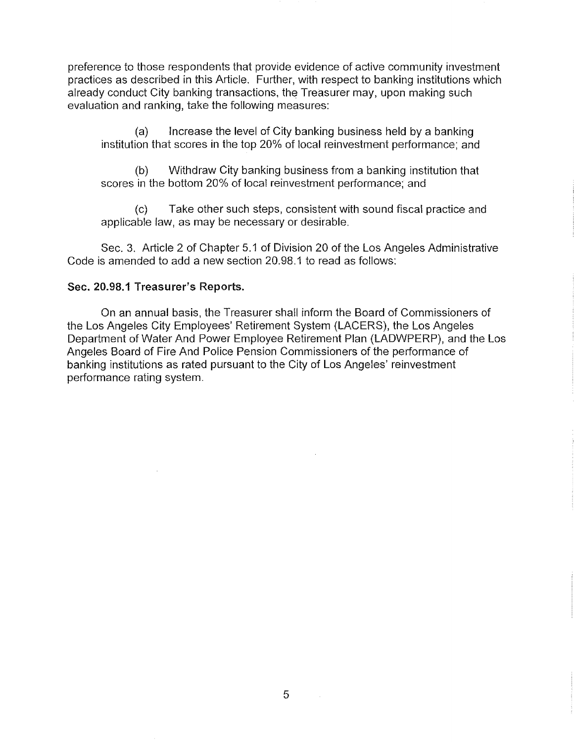preference to those respondents that provide evidence of active community investment practices as described in this Article. Further, with respect to banking institutions which already conduct City banking transactions, the Treasurer may, upon making such evaluation and ranking, take the following measures:

(a) Increase the level of City banking business held by a banking institution that scores in the top 20% of local reinvestment performance; and

(b) Withdraw City banking business from a banking institution that scores in the bottom 20% of local reinvestment performance; and

(c) Take other such steps, consistent with sound fiscal practice and applicable law, as may be necessary or desirable.

Sec. 3. Article 2 of Chapter 5.1 of Division 20 of the Los Angeles Administrative Code is amended to add a new section 20.98.1 to read as follows:

**Sec. 20.98.1 Treasurer's Reports.**

On an annual basis, the Treasurer shall inform the Board of Commissioners of the Los Angeles City Employees' Retirement System (LACERS), the Los Angeles Department of Water And Power Employee Retirement Plan (LADWPERP), and the Los Angeles Board of Fire And Police Pension Commissioners of the performance of banking institutions as rated pursuant to the City of Los Angeles' reinvestment performance rating system.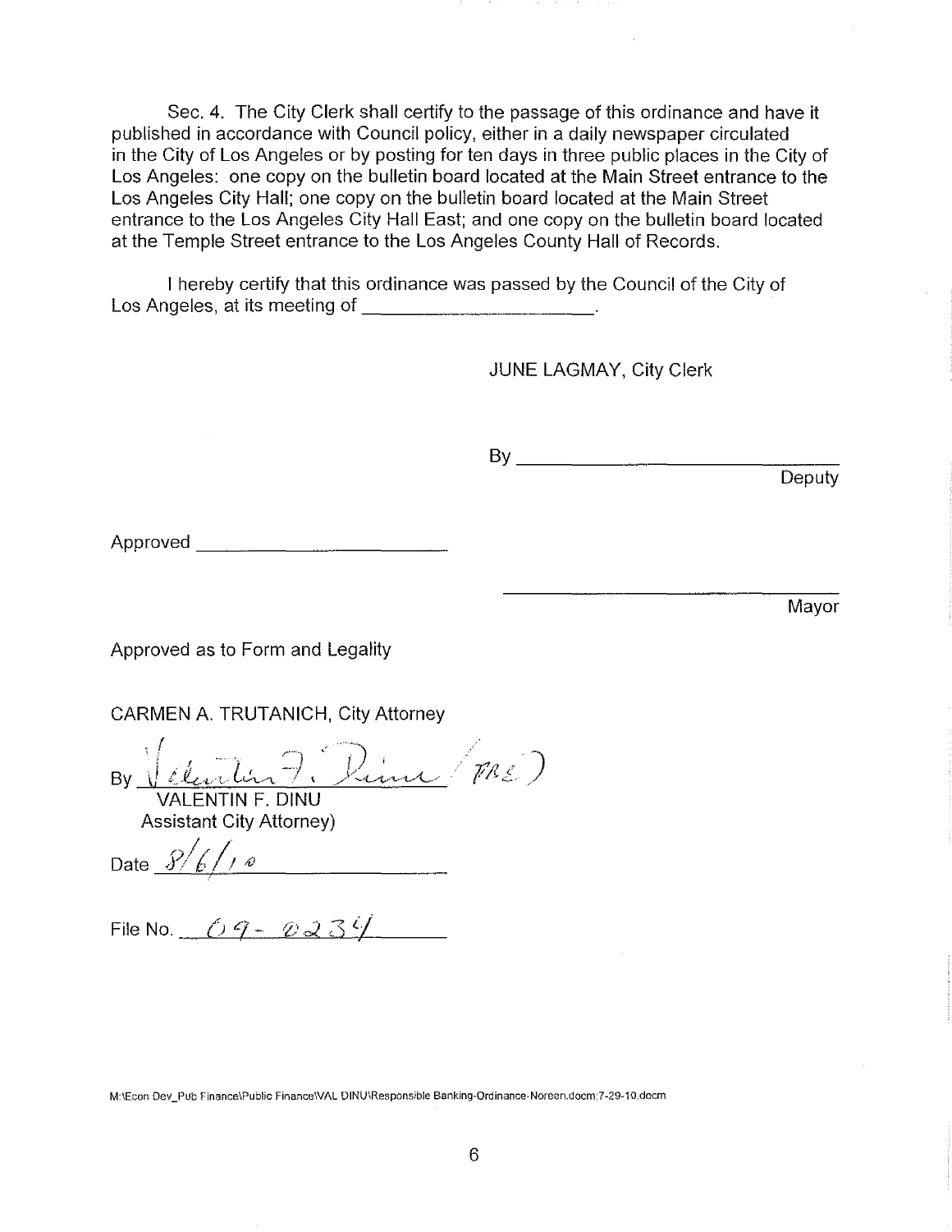Sec. 4. The City Clerk shall certify to the passage of this ordinance and have it published in accordance with Council policy, either in a daily newspaper circulated in the City of Los Angeles or by posting for ten days in three public places in the City of Los Angeles: one copy on the bulletin board located at the Main Street entrance to the Los Angeles City Hall; one copy on the bulletin board located at the Main Street entrance to the Los Angeles City Hall East; and one copy on the bulletin board located at the Temple Street entrance to the Los Angeles County Hall of Records.

I hereby certify that this ordinance was passed by the Council of the City of Los Angeles, at its meeting of ______________________.

JUNE LAGMAY, City Clerk

By ______________________________
Deputy

Approved ______________________

______________________________
Mayor

Approved as to Form and Legality

CARMEN A. TRUTANICH, City Attorney

By Valentin F. Dinu (FRE)
VALENTIN F. DINU
Assistant City Attorney)

Date 8/6/10

File No. 09-0234

M:\Econ Dev_Pub Finance\Public Finance\VAL DINU\Responsible Banking-Ordinance-Noreen.docm;7-29-10.docm